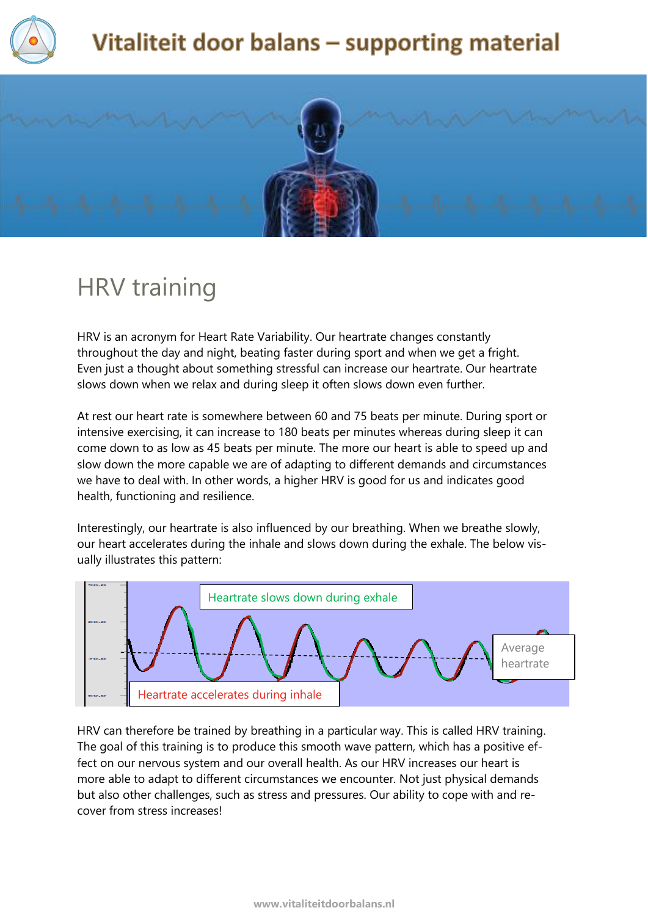# HRV training

HRV is an acronym for Heart Rate Variability. Our heartrate changes constantly throughout the day and night, beating faster during sport and when we get a fright. Even just a thought about something stressful can increase our heartrate. Our heartrate slows down when we relax and during sleep it often slows down even further.

At rest our heart rate is somewhere between 60 and 75 beats per minute. During sport or intensive exercising, it can increase to 180 beats per minutes whereas during sleep it can come down to as low as 45 beats per minute. The more our heart is able to speed up and slow down the more capable we are of adapting to different demands and circumstances we have to deal with. In other words, a higher HRV is good for us and indicates good health, functioning and resilience.

Interestingly, our heartrate is also influenced by our breathing. When we breathe slowly, our heart accelerates during the inhale and slows down during the exhale. The below visually illustrates this pattern:

Heartrate slows down during exhale

Average heartrate

Heartrate accelerates during inhale

HRV can therefore be trained by breathing in a particular way. This is called HRV training. The goal of this training is to produce this smooth wave pattern, which has a positive effect on our nervous system and our overall health. As our HRV increases our heart is more able to adapt to different circumstances we encounter. Not just physical demands but also other challenges, such as stress and pressures. Our ability to cope with and recover from stress increases!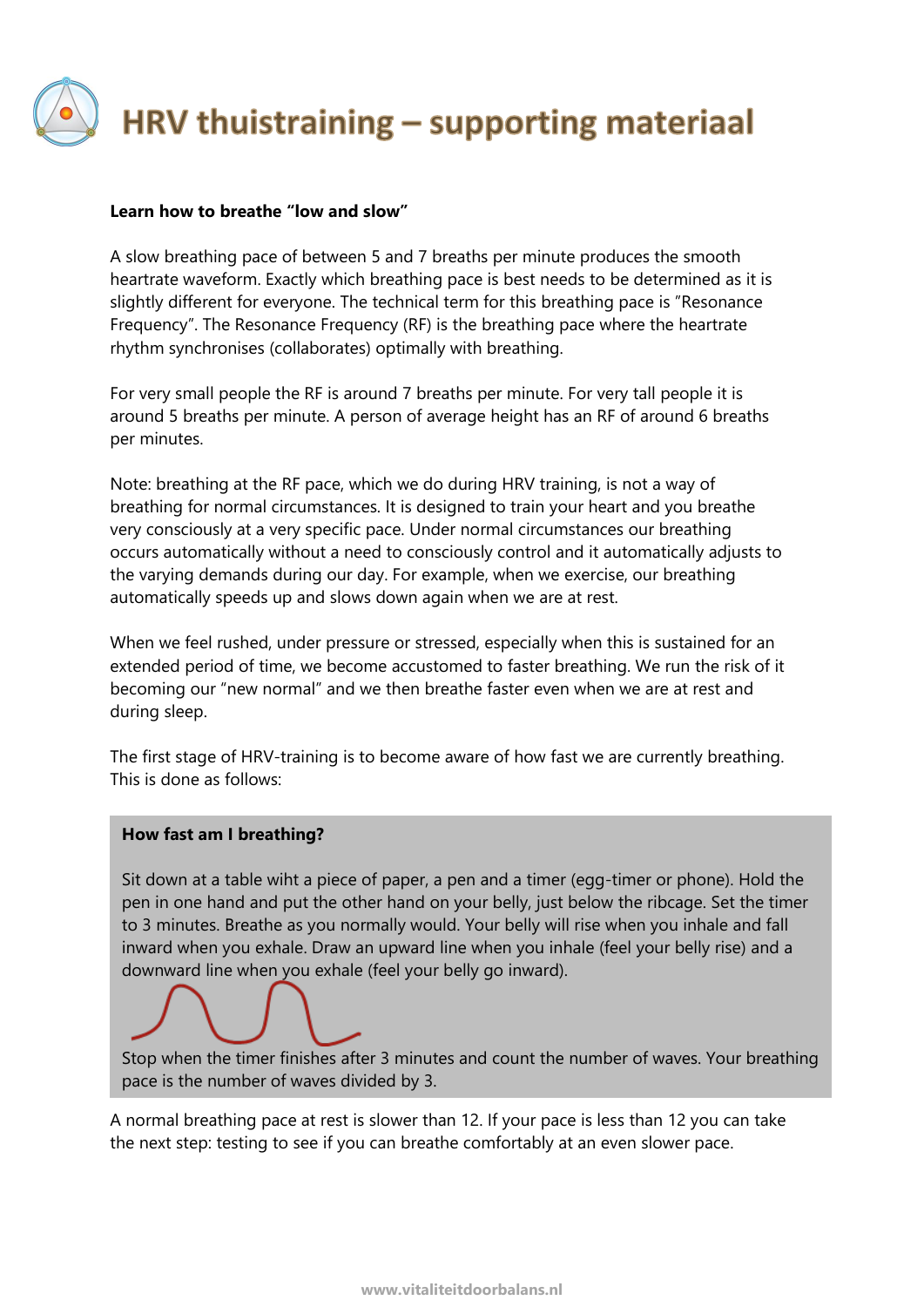# HRV thuistraining – supporting materiaal

**Learn how to breathe "low and slow"**

A slow breathing pace of between 5 and 7 breaths per minute produces the smooth heartrate waveform. Exactly which breathing pace is best needs to be determined as it is slightly different for everyone. The technical term for this breathing pace is "Resonance Frequency". The Resonance Frequency (RF) is the breathing pace where the heartrate rhythm synchronises (collaborates) optimally with breathing.

For very small people the RF is around 7 breaths per minute. For very tall people it is around 5 breaths per minute. A person of average height has an RF of around 6 breaths per minutes.

Note: breathing at the RF pace, which we do during HRV training, is not a way of breathing for normal circumstances. It is designed to train your heart and you breathe very consciously at a very specific pace. Under normal circumstances our breathing occurs automatically without a need to consciously control and it automatically adjusts to the varying demands during our day. For example, when we exercise, our breathing automatically speeds up and slows down again when we are at rest.

When we feel rushed, under pressure or stressed, especially when this is sustained for an extended period of time, we become accustomed to faster breathing. We run the risk of it becoming our "new normal" and we then breathe faster even when we are at rest and during sleep.

The first stage of HRV-training is to become aware of how fast we are currently breathing. This is done as follows:

**How fast am I breathing?**

Sit down at a table wiht a piece of paper, a pen and a timer (egg-timer or phone). Hold the pen in one hand and put the other hand on your belly, just below the ribcage. Set the timer to 3 minutes. Breathe as you normally would. Your belly will rise when you inhale and fall inward when you exhale. Draw an upward line when you inhale (feel your belly rise) and a downward line when you exhale (feel your belly go inward).

Stop when the timer finishes after 3 minutes and count the number of waves. Your breathing pace is the number of waves divided by 3.

A normal breathing pace at rest is slower than 12. If your pace is less than 12 you can take the next step: testing to see if you can breathe comfortably at an even slower pace.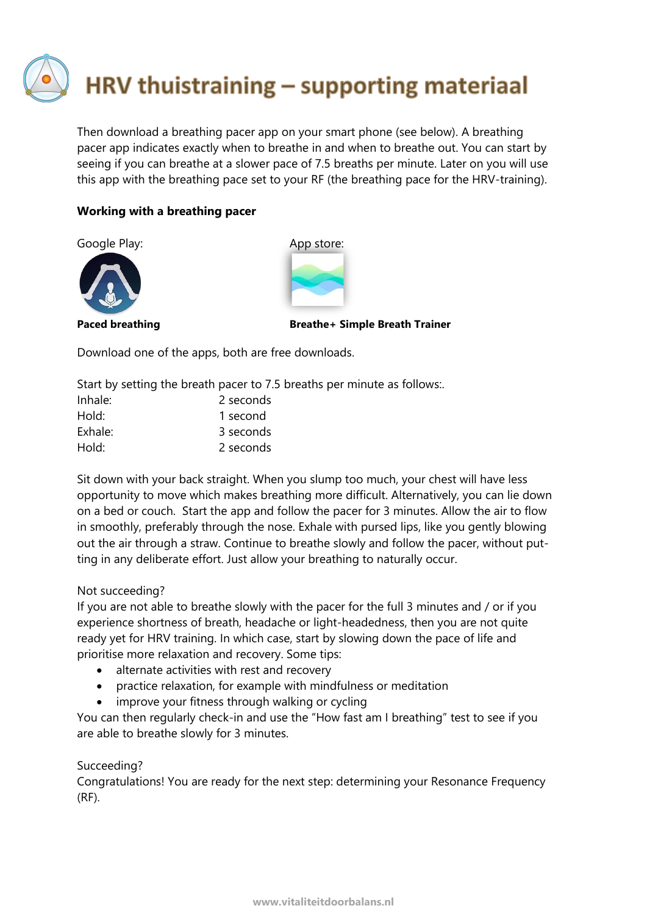# HRV thuistraining – supporting materiaal

Then download a breathing pacer app on your smart phone (see below). A breathing pacer app indicates exactly when to breathe in and when to breathe out. You can start by seeing if you can breathe at a slower pace of 7.5 breaths per minute. Later on you will use this app with the breathing pace set to your RF (the breathing pace for the HRV-training).

**Working with a breathing pacer**

Google Play:

**Paced breathing**

App store:

**Breathe+ Simple Breath Trainer**

Download one of the apps, both are free downloads.

Start by setting the breath pacer to 7.5 breaths per minute as follows:.

| | |
|---|---|
| Inhale: | 2 seconds |
| Hold: | 1 second |
| Exhale: | 3 seconds |
| Hold: | 2 seconds |

Sit down with your back straight. When you slump too much, your chest will have less opportunity to move which makes breathing more difficult. Alternatively, you can lie down on a bed or couch. Start the app and follow the pacer for 3 minutes. Allow the air to flow in smoothly, preferably through the nose. Exhale with pursed lips, like you gently blowing out the air through a straw. Continue to breathe slowly and follow the pacer, without putting in any deliberate effort. Just allow your breathing to naturally occur.

Not succeeding?
If you are not able to breathe slowly with the pacer for the full 3 minutes and / or if you experience shortness of breath, headache or light-headedness, then you are not quite ready yet for HRV training. In which case, start by slowing down the pace of life and prioritise more relaxation and recovery. Some tips:

- alternate activities with rest and recovery
- practice relaxation, for example with mindfulness or meditation
- improve your fitness through walking or cycling

You can then regularly check-in and use the "How fast am I breathing" test to see if you are able to breathe slowly for 3 minutes.

Succeeding?
Congratulations! You are ready for the next step: determining your Resonance Frequency (RF).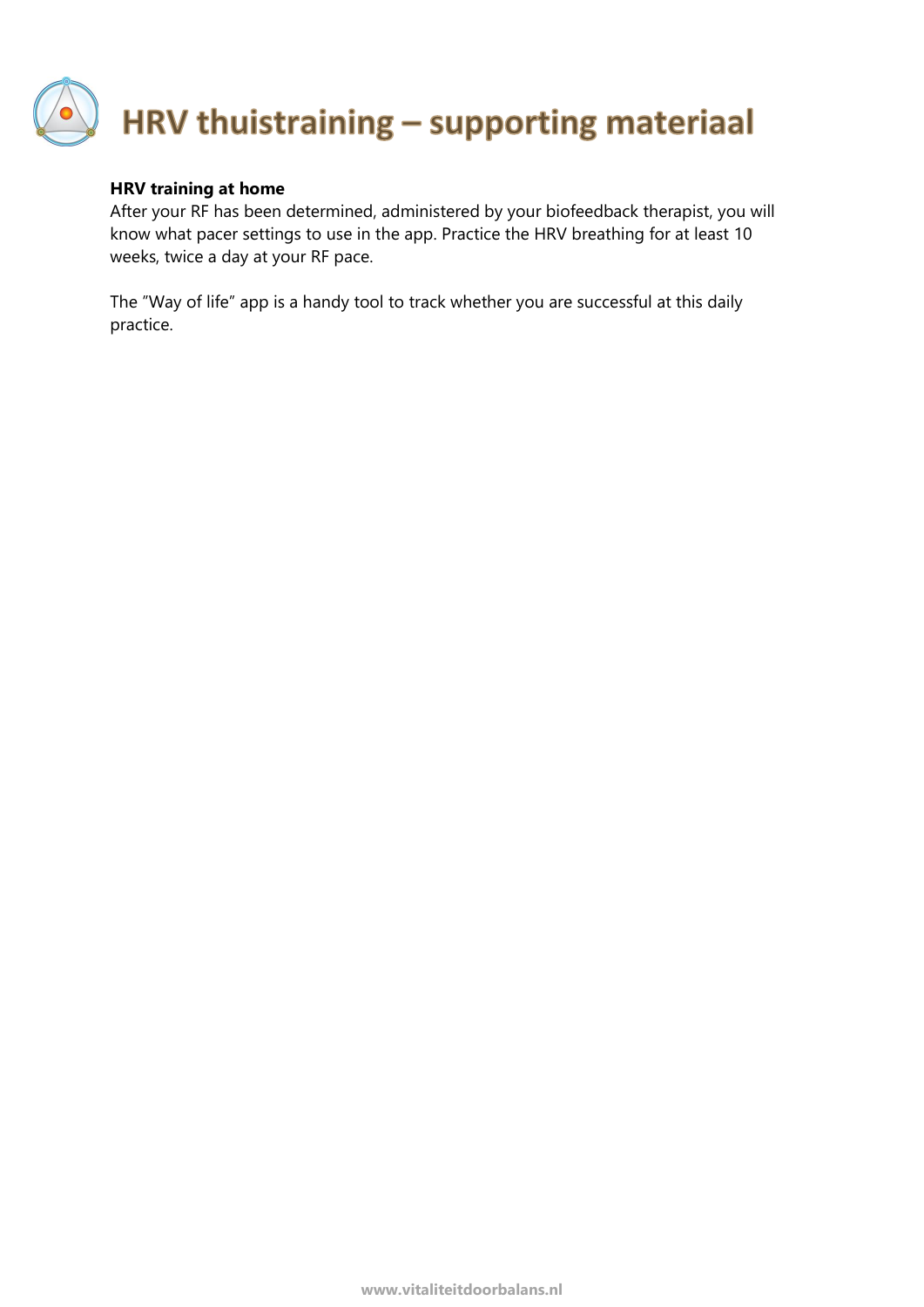# HRV thuistraining – supporting materiaal

**HRV training at home**
After your RF has been determined, administered by your biofeedback therapist, you will know what pacer settings to use in the app. Practice the HRV breathing for at least 10 weeks, twice a day at your RF pace.

The "Way of life" app is a handy tool to track whether you are successful at this daily practice.